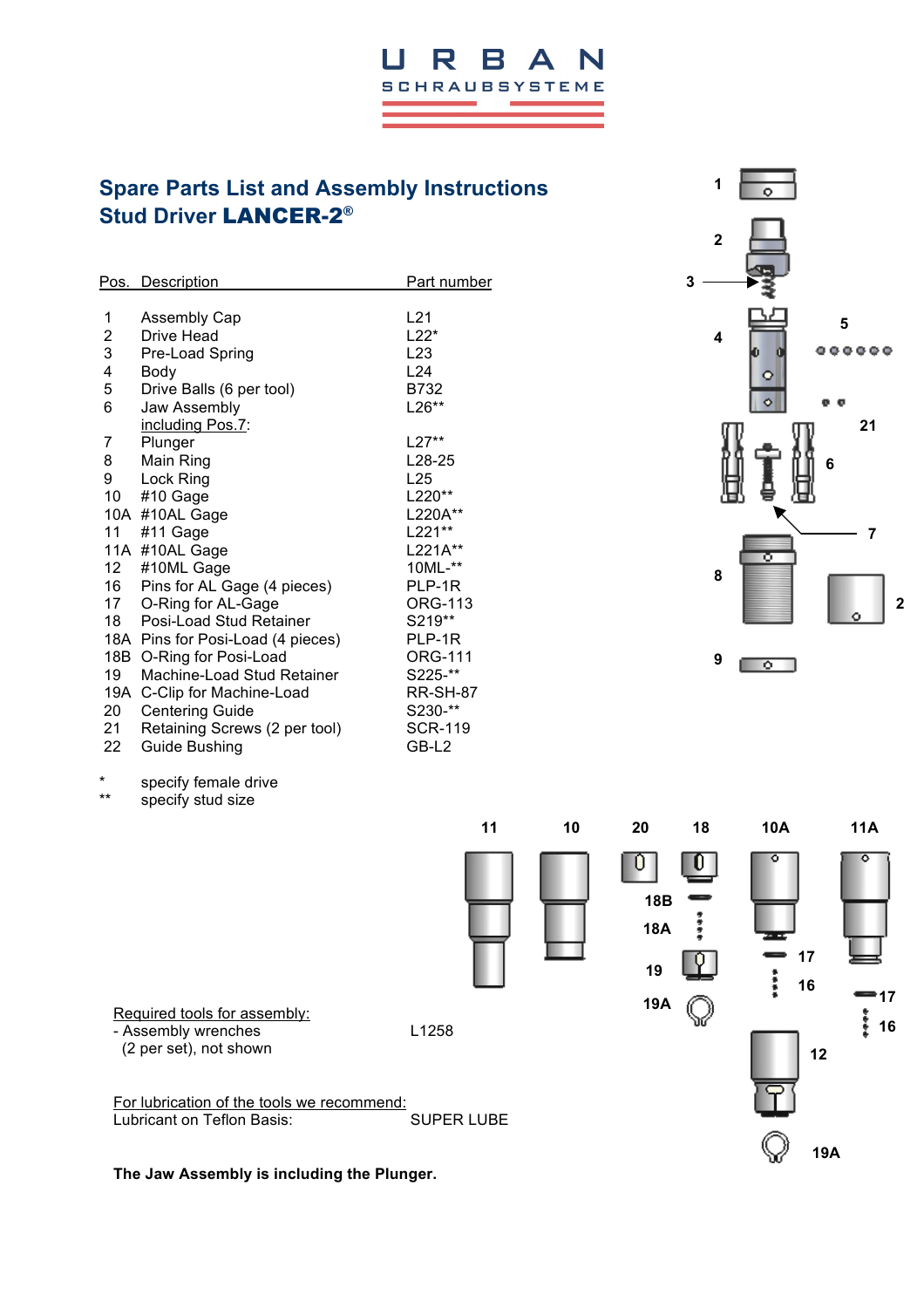URBAN
SCHRAUBSYSTEME

# Spare Parts List and Assembly Instructions
# Stud Driver **LANCER-2**®

| Pos. | Description | Part number |
|---|---|---|
| 1 | Assembly Cap | L21 |
| 2 | Drive Head | L22* |
| 3 | Pre-Load Spring | L23 |
| 4 | Body | L24 |
| 5 | Drive Balls (6 per tool) | B732 |
| 6 | Jaw Assembly including Pos.7: | L26** |
| 7 | Plunger | L27** |
| 8 | Main Ring | L28-25 |
| 9 | Lock Ring | L25 |
| 10 | #10 Gage | L220** |
| 10A | #10AL Gage | L220A** |
| 11 | #11 Gage | L221** |
| 11A | #10AL Gage | L221A** |
| 12 | #10ML Gage | 10ML-** |
| 16 | Pins for AL Gage (4 pieces) | PLP-1R |
| 17 | O-Ring for AL-Gage | ORG-113 |
| 18 | Posi-Load Stud Retainer | S219** |
| 18A | Pins for Posi-Load (4 pieces) | PLP-1R |
| 18B | O-Ring for Posi-Load | ORG-111 |
| 19 | Machine-Load Stud Retainer | S225-** |
| 19A | C-Clip for Machine-Load | RR-SH-87 |
| 20 | Centering Guide | S230-** |
| 21 | Retaining Screws (2 per tool) | SCR-119 |
| 22 | Guide Bushing | GB-L2 |

\* specify female drive
\** specify stud size

Required tools for assembly:
- Assembly wrenches (2 per set), not shown — L1258

For lubrication of the tools we recommend:
Lubricant on Teflon Basis: SUPER LUBE

**The Jaw Assembly is including the Plunger.**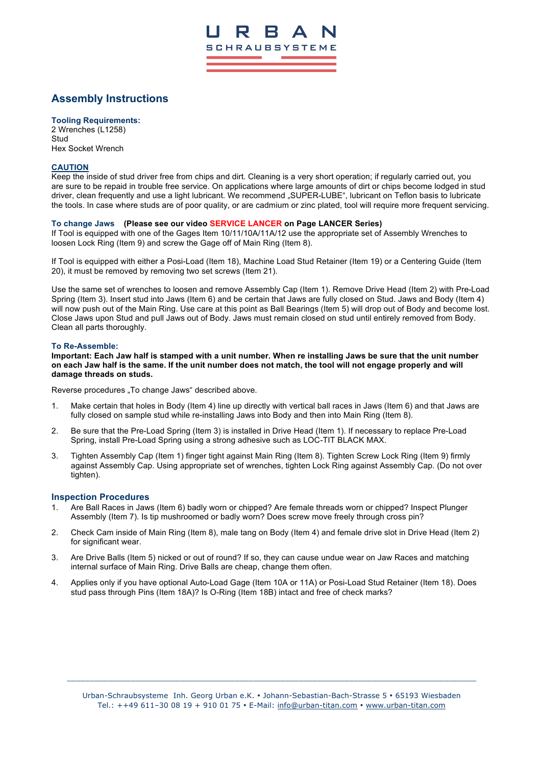URBAN

SCHRAUBSYSTEME

# Assembly Instructions

**Tooling Requirements:**
2 Wrenches (L1258)
Stud
Hex Socket Wrench

**CAUTION**
Keep the inside of stud driver free from chips and dirt. Cleaning is a very short operation; if regularly carried out, you are sure to be repaid in trouble free service. On applications where large amounts of dirt or chips become lodged in stud driver, clean frequently and use a light lubricant. We recommend „SUPER-LUBE", lubricant on Teflon basis to lubricate the tools. In case where studs are of poor quality, or are cadmium or zinc plated, tool will require more frequent servicing.

**To change Jaws** **(Please see our video SERVICE LANCER on Page LANCER Series)**
If Tool is equipped with one of the Gages Item 10/11/10A/11A/12 use the appropriate set of Assembly Wrenches to loosen Lock Ring (Item 9) and screw the Gage off of Main Ring (Item 8).

If Tool is equipped with either a Posi-Load (Item 18), Machine Load Stud Retainer (Item 19) or a Centering Guide (Item 20), it must be removed by removing two set screws (Item 21).

Use the same set of wrenches to loosen and remove Assembly Cap (Item 1). Remove Drive Head (Item 2) with Pre-Load Spring (Item 3). Insert stud into Jaws (Item 6) and be certain that Jaws are fully closed on Stud. Jaws and Body (Item 4) will now push out of the Main Ring. Use care at this point as Ball Bearings (Item 5) will drop out of Body and become lost. Close Jaws upon Stud and pull Jaws out of Body. Jaws must remain closed on stud until entirely removed from Body. Clean all parts thoroughly.

**To Re-Assemble:**
**Important: Each Jaw half is stamped with a unit number. When re installing Jaws be sure that the unit number on each Jaw half is the same. If the unit number does not match, the tool will not engage properly and will damage threads on studs.**

Reverse procedures „To change Jaws" described above.

1. Make certain that holes in Body (Item 4) line up directly with vertical ball races in Jaws (Item 6) and that Jaws are fully closed on sample stud while re-installing Jaws into Body and then into Main Ring (Item 8).
2. Be sure that the Pre-Load Spring (Item 3) is installed in Drive Head (Item 1). If necessary to replace Pre-Load Spring, install Pre-Load Spring using a strong adhesive such as LOC-TIT BLACK MAX.
3. Tighten Assembly Cap (Item 1) finger tight against Main Ring (Item 8). Tighten Screw Lock Ring (Item 9) firmly against Assembly Cap. Using appropriate set of wrenches, tighten Lock Ring against Assembly Cap. (Do not over tighten).

**Inspection Procedures**

1. Are Ball Races in Jaws (Item 6) badly worn or chipped? Are female threads worn or chipped? Inspect Plunger Assembly (Item 7). Is tip mushroomed or badly worn? Does screw move freely through cross pin?
2. Check Cam inside of Main Ring (Item 8), male tang on Body (Item 4) and female drive slot in Drive Head (Item 2) for significant wear.
3. Are Drive Balls (Item 5) nicked or out of round? If so, they can cause undue wear on Jaw Races and matching internal surface of Main Ring. Drive Balls are cheap, change them often.
4. Applies only if you have optional Auto-Load Gage (Item 10A or 11A) or Posi-Load Stud Retainer (Item 18). Does stud pass through Pins (Item 18A)? Is O-Ring (Item 18B) intact and free of check marks?

Urban-Schraubsysteme Inh. Georg Urban e.K. • Johann-Sebastian-Bach-Strasse 5 • 65193 Wiesbaden
Tel.: ++49 611–30 08 19 + 910 01 75 • E-Mail: info@urban-titan.com • www.urban-titan.com